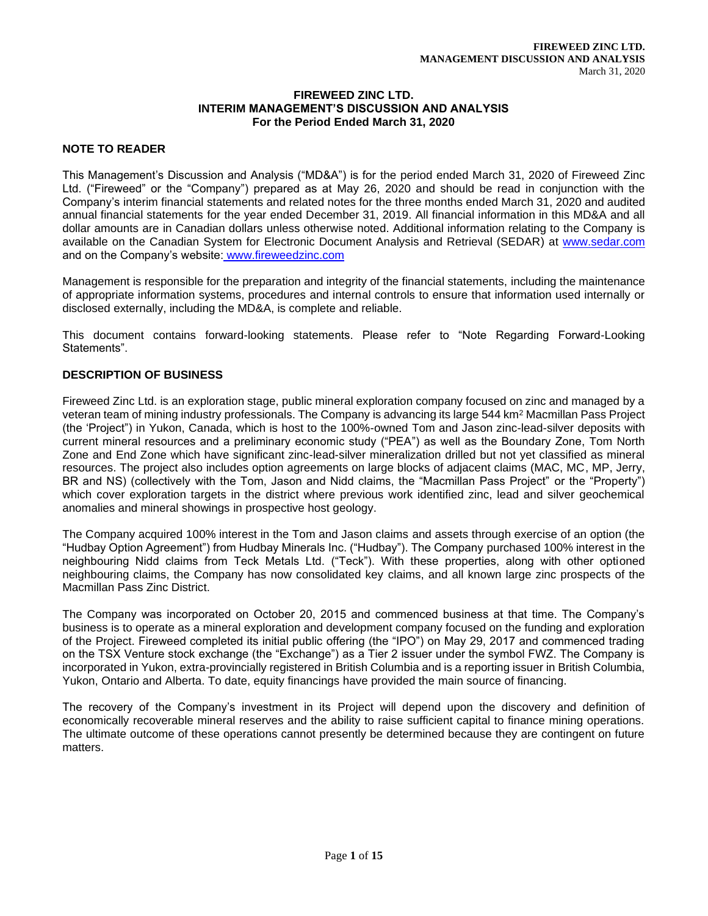# FIREWEED ZINC LTD.
# INTERIM MANAGEMENT'S DISCUSSION AND ANALYSIS
## For the Period Ended March 31, 2020

## NOTE TO READER

This Management's Discussion and Analysis ("MD&A") is for the period ended March 31, 2020 of Fireweed Zinc Ltd. ("Fireweed" or the "Company") prepared as at May 26, 2020 and should be read in conjunction with the Company's interim financial statements and related notes for the three months ended March 31, 2020 and audited annual financial statements for the year ended December 31, 2019. All financial information in this MD&A and all dollar amounts are in Canadian dollars unless otherwise noted. Additional information relating to the Company is available on the Canadian System for Electronic Document Analysis and Retrieval (SEDAR) at www.sedar.com and on the Company's website: www.fireweedzinc.com

Management is responsible for the preparation and integrity of the financial statements, including the maintenance of appropriate information systems, procedures and internal controls to ensure that information used internally or disclosed externally, including the MD&A, is complete and reliable.

This document contains forward-looking statements. Please refer to "Note Regarding Forward-Looking Statements".

## DESCRIPTION OF BUSINESS

Fireweed Zinc Ltd. is an exploration stage, public mineral exploration company focused on zinc and managed by a veteran team of mining industry professionals. The Company is advancing its large 544 km$^2$ Macmillan Pass Project (the 'Project") in Yukon, Canada, which is host to the 100%-owned Tom and Jason zinc-lead-silver deposits with current mineral resources and a preliminary economic study ("PEA") as well as the Boundary Zone, Tom North Zone and End Zone which have significant zinc-lead-silver mineralization drilled but not yet classified as mineral resources. The project also includes option agreements on large blocks of adjacent claims (MAC, MC, MP, Jerry, BR and NS) (collectively with the Tom, Jason and Nidd claims, the "Macmillan Pass Project" or the "Property") which cover exploration targets in the district where previous work identified zinc, lead and silver geochemical anomalies and mineral showings in prospective host geology.

The Company acquired 100% interest in the Tom and Jason claims and assets through exercise of an option (the "Hudbay Option Agreement") from Hudbay Minerals Inc. ("Hudbay"). The Company purchased 100% interest in the neighbouring Nidd claims from Teck Metals Ltd. ("Teck"). With these properties, along with other optioned neighbouring claims, the Company has now consolidated key claims, and all known large zinc prospects of the Macmillan Pass Zinc District.

The Company was incorporated on October 20, 2015 and commenced business at that time. The Company's business is to operate as a mineral exploration and development company focused on the funding and exploration of the Project. Fireweed completed its initial public offering (the "IPO") on May 29, 2017 and commenced trading on the TSX Venture stock exchange (the "Exchange") as a Tier 2 issuer under the symbol FWZ. The Company is incorporated in Yukon, extra-provincially registered in British Columbia and is a reporting issuer in British Columbia, Yukon, Ontario and Alberta. To date, equity financings have provided the main source of financing.

The recovery of the Company's investment in its Project will depend upon the discovery and definition of economically recoverable mineral reserves and the ability to raise sufficient capital to finance mining operations. The ultimate outcome of these operations cannot presently be determined because they are contingent on future matters.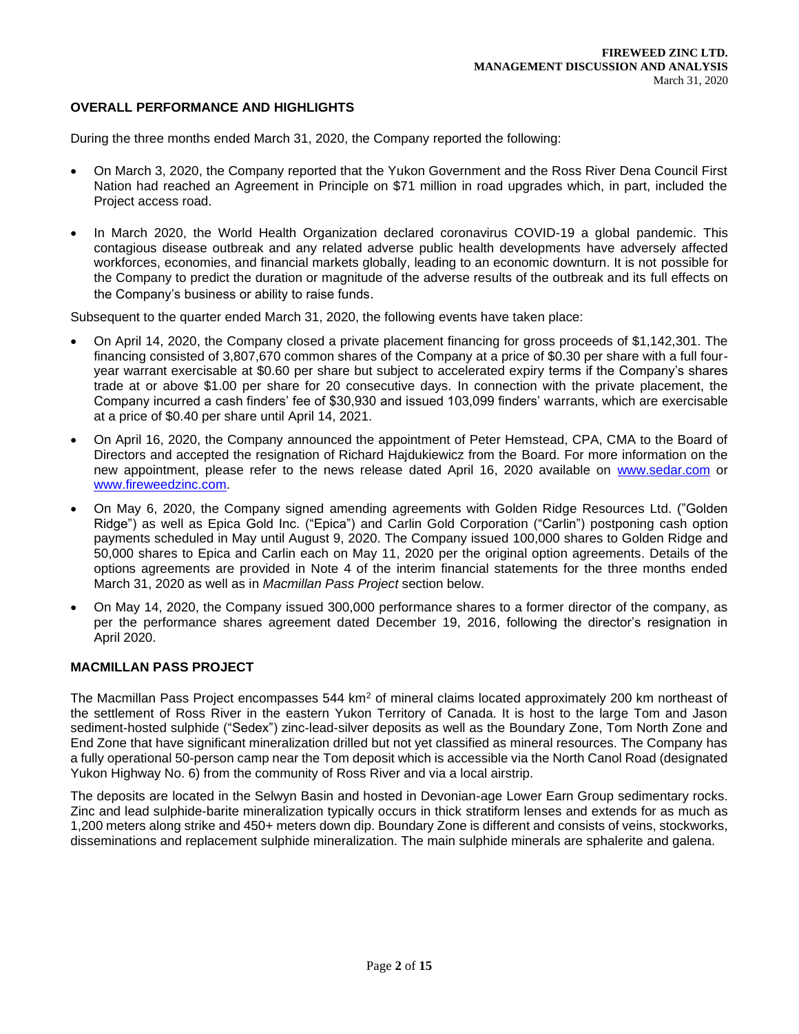## OVERALL PERFORMANCE AND HIGHLIGHTS

During the three months ended March 31, 2020, the Company reported the following:

- On March 3, 2020, the Company reported that the Yukon Government and the Ross River Dena Council First Nation had reached an Agreement in Principle on $71 million in road upgrades which, in part, included the Project access road.
- In March 2020, the World Health Organization declared coronavirus COVID-19 a global pandemic. This contagious disease outbreak and any related adverse public health developments have adversely affected workforces, economies, and financial markets globally, leading to an economic downturn. It is not possible for the Company to predict the duration or magnitude of the adverse results of the outbreak and its full effects on the Company's business or ability to raise funds.

Subsequent to the quarter ended March 31, 2020, the following events have taken place:

- On April 14, 2020, the Company closed a private placement financing for gross proceeds of $1,142,301. The financing consisted of 3,807,670 common shares of the Company at a price of $0.30 per share with a full four-year warrant exercisable at $0.60 per share but subject to accelerated expiry terms if the Company's shares trade at or above $1.00 per share for 20 consecutive days. In connection with the private placement, the Company incurred a cash finders' fee of $30,930 and issued 103,099 finders' warrants, which are exercisable at a price of $0.40 per share until April 14, 2021.
- On April 16, 2020, the Company announced the appointment of Peter Hemstead, CPA, CMA to the Board of Directors and accepted the resignation of Richard Hajdukiewicz from the Board. For more information on the new appointment, please refer to the news release dated April 16, 2020 available on [www.sedar.com](http://www.sedar.com) or [www.fireweedzinc.com](http://www.fireweedzinc.com).
- On May 6, 2020, the Company signed amending agreements with Golden Ridge Resources Ltd. ("Golden Ridge") as well as Epica Gold Inc. ("Epica") and Carlin Gold Corporation ("Carlin") postponing cash option payments scheduled in May until August 9, 2020. The Company issued 100,000 shares to Golden Ridge and 50,000 shares to Epica and Carlin each on May 11, 2020 per the original option agreements. Details of the options agreements are provided in Note 4 of the interim financial statements for the three months ended March 31, 2020 as well as in *Macmillan Pass Project* section below.
- On May 14, 2020, the Company issued 300,000 performance shares to a former director of the company, as per the performance shares agreement dated December 19, 2016, following the director's resignation in April 2020.

## MACMILLAN PASS PROJECT

The Macmillan Pass Project encompasses 544 km$^2$ of mineral claims located approximately 200 km northeast of the settlement of Ross River in the eastern Yukon Territory of Canada. It is host to the large Tom and Jason sediment-hosted sulphide ("Sedex") zinc-lead-silver deposits as well as the Boundary Zone, Tom North Zone and End Zone that have significant mineralization drilled but not yet classified as mineral resources. The Company has a fully operational 50-person camp near the Tom deposit which is accessible via the North Canol Road (designated Yukon Highway No. 6) from the community of Ross River and via a local airstrip.

The deposits are located in the Selwyn Basin and hosted in Devonian-age Lower Earn Group sedimentary rocks. Zinc and lead sulphide-barite mineralization typically occurs in thick stratiform lenses and extends for as much as 1,200 meters along strike and 450+ meters down dip. Boundary Zone is different and consists of veins, stockworks, disseminations and replacement sulphide mineralization. The main sulphide minerals are sphalerite and galena.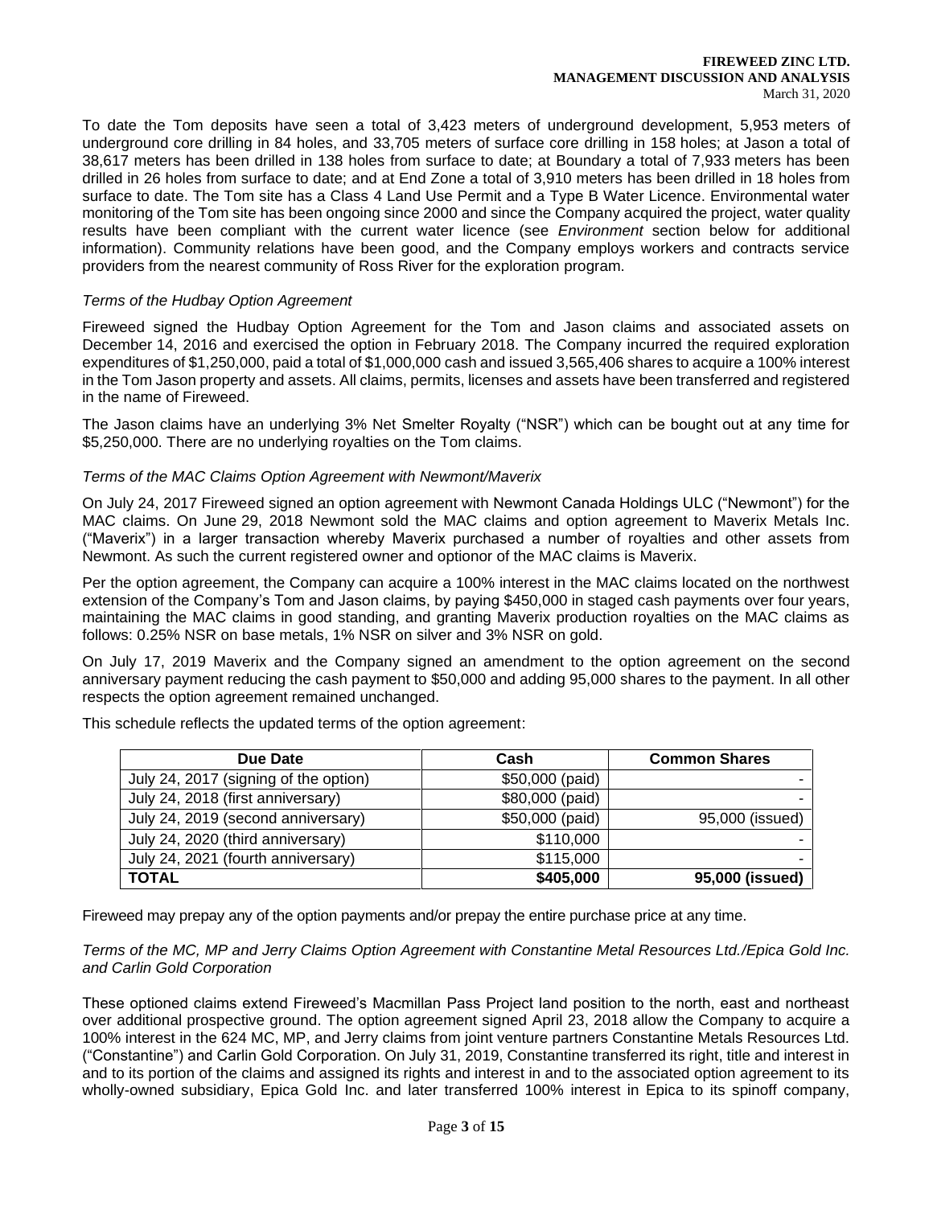To date the Tom deposits have seen a total of 3,423 meters of underground development, 5,953 meters of underground core drilling in 84 holes, and 33,705 meters of surface core drilling in 158 holes; at Jason a total of 38,617 meters has been drilled in 138 holes from surface to date; at Boundary a total of 7,933 meters has been drilled in 26 holes from surface to date; and at End Zone a total of 3,910 meters has been drilled in 18 holes from surface to date. The Tom site has a Class 4 Land Use Permit and a Type B Water Licence. Environmental water monitoring of the Tom site has been ongoing since 2000 and since the Company acquired the project, water quality results have been compliant with the current water licence (see *Environment* section below for additional information). Community relations have been good, and the Company employs workers and contracts service providers from the nearest community of Ross River for the exploration program.

*Terms of the Hudbay Option Agreement*

Fireweed signed the Hudbay Option Agreement for the Tom and Jason claims and associated assets on December 14, 2016 and exercised the option in February 2018. The Company incurred the required exploration expenditures of $1,250,000, paid a total of $1,000,000 cash and issued 3,565,406 shares to acquire a 100% interest in the Tom Jason property and assets. All claims, permits, licenses and assets have been transferred and registered in the name of Fireweed.

The Jason claims have an underlying 3% Net Smelter Royalty ("NSR") which can be bought out at any time for $5,250,000. There are no underlying royalties on the Tom claims.

*Terms of the MAC Claims Option Agreement with Newmont/Maverix*

On July 24, 2017 Fireweed signed an option agreement with Newmont Canada Holdings ULC ("Newmont") for the MAC claims. On June 29, 2018 Newmont sold the MAC claims and option agreement to Maverix Metals Inc. ("Maverix") in a larger transaction whereby Maverix purchased a number of royalties and other assets from Newmont. As such the current registered owner and optionor of the MAC claims is Maverix.

Per the option agreement, the Company can acquire a 100% interest in the MAC claims located on the northwest extension of the Company's Tom and Jason claims, by paying $450,000 in staged cash payments over four years, maintaining the MAC claims in good standing, and granting Maverix production royalties on the MAC claims as follows: 0.25% NSR on base metals, 1% NSR on silver and 3% NSR on gold.

On July 17, 2019 Maverix and the Company signed an amendment to the option agreement on the second anniversary payment reducing the cash payment to $50,000 and adding 95,000 shares to the payment. In all other respects the option agreement remained unchanged.

This schedule reflects the updated terms of the option agreement:

| Due Date | Cash | Common Shares |
|---|---|---|
| July 24, 2017 (signing of the option) | $50,000 (paid) | - |
| July 24, 2018 (first anniversary) | $80,000 (paid) | - |
| July 24, 2019 (second anniversary) | $50,000 (paid) | 95,000 (issued) |
| July 24, 2020 (third anniversary) | $110,000 | - |
| July 24, 2021 (fourth anniversary) | $115,000 | - |
| **TOTAL** | **$405,000** | **95,000 (issued)** |

Fireweed may prepay any of the option payments and/or prepay the entire purchase price at any time.

*Terms of the MC, MP and Jerry Claims Option Agreement with Constantine Metal Resources Ltd./Epica Gold Inc. and Carlin Gold Corporation*

These optioned claims extend Fireweed's Macmillan Pass Project land position to the north, east and northeast over additional prospective ground. The option agreement signed April 23, 2018 allow the Company to acquire a 100% interest in the 624 MC, MP, and Jerry claims from joint venture partners Constantine Metals Resources Ltd. ("Constantine") and Carlin Gold Corporation. On July 31, 2019, Constantine transferred its right, title and interest in and to its portion of the claims and assigned its rights and interest in and to the associated option agreement to its wholly-owned subsidiary, Epica Gold Inc. and later transferred 100% interest in Epica to its spinoff company,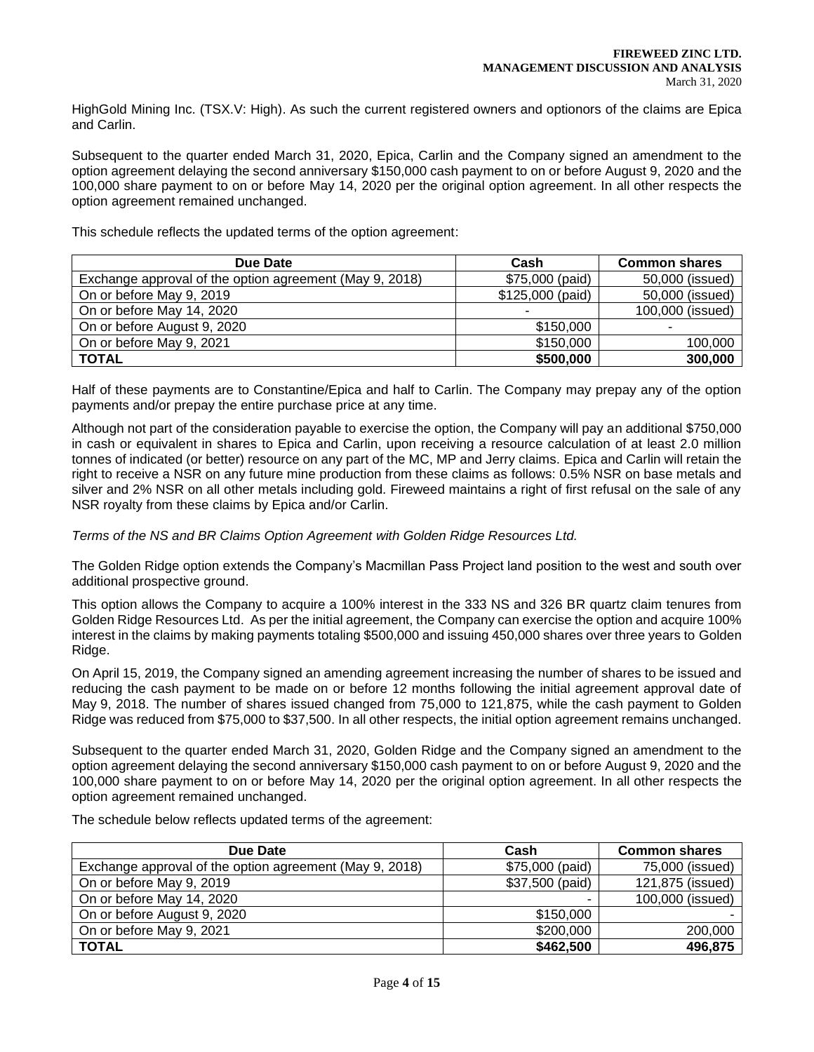HighGold Mining Inc. (TSX.V: High). As such the current registered owners and optionors of the claims are Epica and Carlin.

Subsequent to the quarter ended March 31, 2020, Epica, Carlin and the Company signed an amendment to the option agreement delaying the second anniversary $150,000 cash payment to on or before August 9, 2020 and the 100,000 share payment to on or before May 14, 2020 per the original option agreement. In all other respects the option agreement remained unchanged.

This schedule reflects the updated terms of the option agreement:

| Due Date | Cash | Common shares |
|---|---|---|
| Exchange approval of the option agreement (May 9, 2018) | $75,000 (paid) | 50,000 (issued) |
| On or before May 9, 2019 | $125,000 (paid) | 50,000 (issued) |
| On or before May 14, 2020 | - | 100,000 (issued) |
| On or before August 9, 2020 | $150,000 | - |
| On or before May 9, 2021 | $150,000 | 100,000 |
| **TOTAL** | **$500,000** | **300,000** |

Half of these payments are to Constantine/Epica and half to Carlin. The Company may prepay any of the option payments and/or prepay the entire purchase price at any time.

Although not part of the consideration payable to exercise the option, the Company will pay an additional $750,000 in cash or equivalent in shares to Epica and Carlin, upon receiving a resource calculation of at least 2.0 million tonnes of indicated (or better) resource on any part of the MC, MP and Jerry claims. Epica and Carlin will retain the right to receive a NSR on any future mine production from these claims as follows: 0.5% NSR on base metals and silver and 2% NSR on all other metals including gold. Fireweed maintains a right of first refusal on the sale of any NSR royalty from these claims by Epica and/or Carlin.

*Terms of the NS and BR Claims Option Agreement with Golden Ridge Resources Ltd.*

The Golden Ridge option extends the Company's Macmillan Pass Project land position to the west and south over additional prospective ground.

This option allows the Company to acquire a 100% interest in the 333 NS and 326 BR quartz claim tenures from Golden Ridge Resources Ltd. As per the initial agreement, the Company can exercise the option and acquire 100% interest in the claims by making payments totaling $500,000 and issuing 450,000 shares over three years to Golden Ridge.

On April 15, 2019, the Company signed an amending agreement increasing the number of shares to be issued and reducing the cash payment to be made on or before 12 months following the initial agreement approval date of May 9, 2018. The number of shares issued changed from 75,000 to 121,875, while the cash payment to Golden Ridge was reduced from $75,000 to $37,500. In all other respects, the initial option agreement remains unchanged.

Subsequent to the quarter ended March 31, 2020, Golden Ridge and the Company signed an amendment to the option agreement delaying the second anniversary $150,000 cash payment to on or before August 9, 2020 and the 100,000 share payment to on or before May 14, 2020 per the original option agreement. In all other respects the option agreement remained unchanged.

The schedule below reflects updated terms of the agreement:

| Due Date | Cash | Common shares |
|---|---|---|
| Exchange approval of the option agreement (May 9, 2018) | $75,000 (paid) | 75,000 (issued) |
| On or before May 9, 2019 | $37,500 (paid) | 121,875 (issued) |
| On or before May 14, 2020 | - | 100,000 (issued) |
| On or before August 9, 2020 | $150,000 | - |
| On or before May 9, 2021 | $200,000 | 200,000 |
| **TOTAL** | **$462,500** | **496,875** |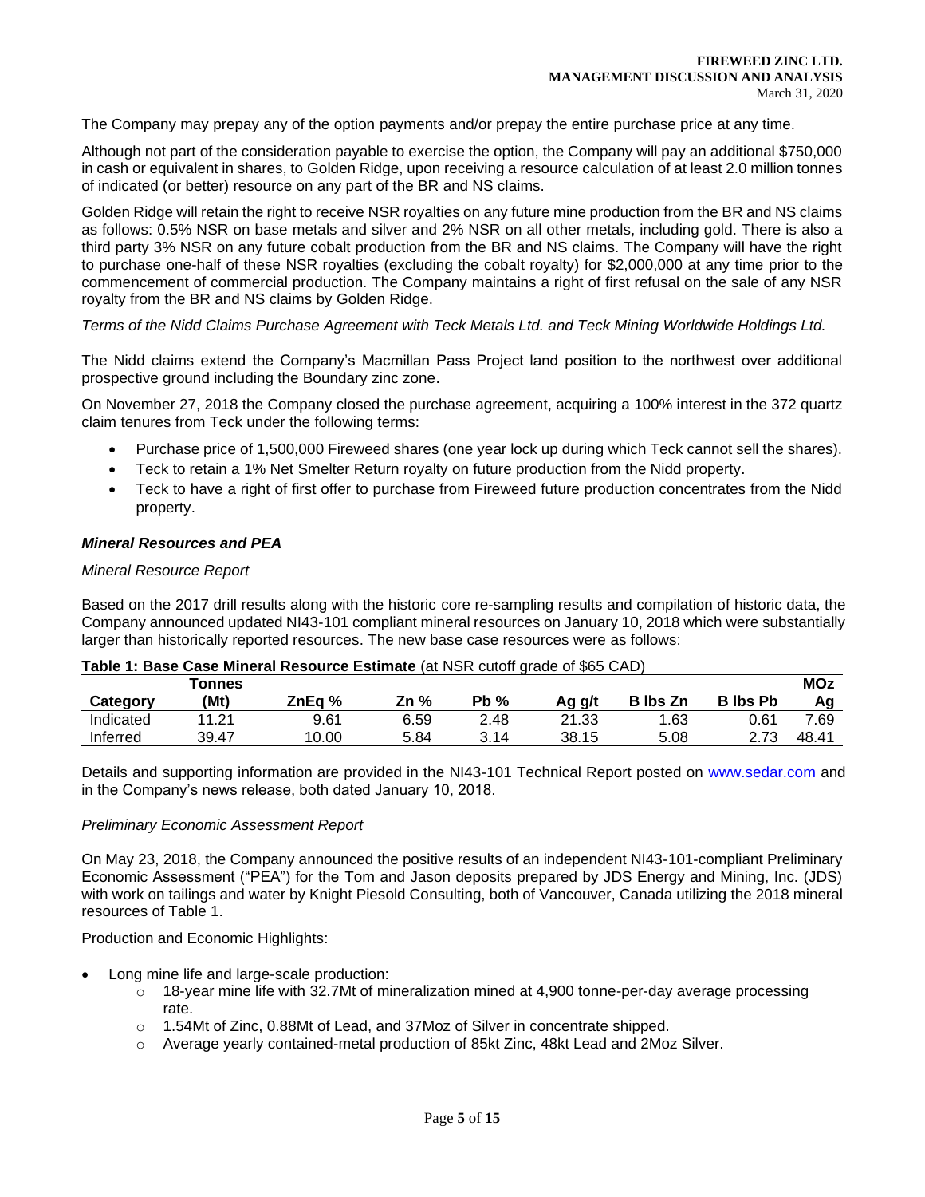The Company may prepay any of the option payments and/or prepay the entire purchase price at any time.

Although not part of the consideration payable to exercise the option, the Company will pay an additional $750,000 in cash or equivalent in shares, to Golden Ridge, upon receiving a resource calculation of at least 2.0 million tonnes of indicated (or better) resource on any part of the BR and NS claims.

Golden Ridge will retain the right to receive NSR royalties on any future mine production from the BR and NS claims as follows: 0.5% NSR on base metals and silver and 2% NSR on all other metals, including gold. There is also a third party 3% NSR on any future cobalt production from the BR and NS claims. The Company will have the right to purchase one-half of these NSR royalties (excluding the cobalt royalty) for $2,000,000 at any time prior to the commencement of commercial production. The Company maintains a right of first refusal on the sale of any NSR royalty from the BR and NS claims by Golden Ridge.

*Terms of the Nidd Claims Purchase Agreement with Teck Metals Ltd. and Teck Mining Worldwide Holdings Ltd.*

The Nidd claims extend the Company's Macmillan Pass Project land position to the northwest over additional prospective ground including the Boundary zinc zone.

On November 27, 2018 the Company closed the purchase agreement, acquiring a 100% interest in the 372 quartz claim tenures from Teck under the following terms:

- Purchase price of 1,500,000 Fireweed shares (one year lock up during which Teck cannot sell the shares).
- Teck to retain a 1% Net Smelter Return royalty on future production from the Nidd property.
- Teck to have a right of first offer to purchase from Fireweed future production concentrates from the Nidd property.

### *Mineral Resources and PEA*

*Mineral Resource Report*

Based on the 2017 drill results along with the historic core re-sampling results and compilation of historic data, the Company announced updated NI43-101 compliant mineral resources on January 10, 2018 which were substantially larger than historically reported resources. The new base case resources were as follows:

**Table 1: Base Case Mineral Resource Estimate** (at NSR cutoff grade of $65 CAD)

| Category | Tonnes (Mt) | ZnEq % | Zn % | Pb % | Ag g/t | B lbs Zn | B lbs Pb | MOz Ag |
|---|---|---|---|---|---|---|---|---|
| Indicated | 11.21 | 9.61 | 6.59 | 2.48 | 21.33 | 1.63 | 0.61 | 7.69 |
| Inferred | 39.47 | 10.00 | 5.84 | 3.14 | 38.15 | 5.08 | 2.73 | 48.41 |

Details and supporting information are provided in the NI43-101 Technical Report posted on www.sedar.com and in the Company's news release, both dated January 10, 2018.

*Preliminary Economic Assessment Report*

On May 23, 2018, the Company announced the positive results of an independent NI43-101-compliant Preliminary Economic Assessment ("PEA") for the Tom and Jason deposits prepared by JDS Energy and Mining, Inc. (JDS) with work on tailings and water by Knight Piesold Consulting, both of Vancouver, Canada utilizing the 2018 mineral resources of Table 1.

Production and Economic Highlights:

- Long mine life and large-scale production:
  - 18-year mine life with 32.7Mt of mineralization mined at 4,900 tonne-per-day average processing rate.
  - 1.54Mt of Zinc, 0.88Mt of Lead, and 37Moz of Silver in concentrate shipped.
  - Average yearly contained-metal production of 85kt Zinc, 48kt Lead and 2Moz Silver.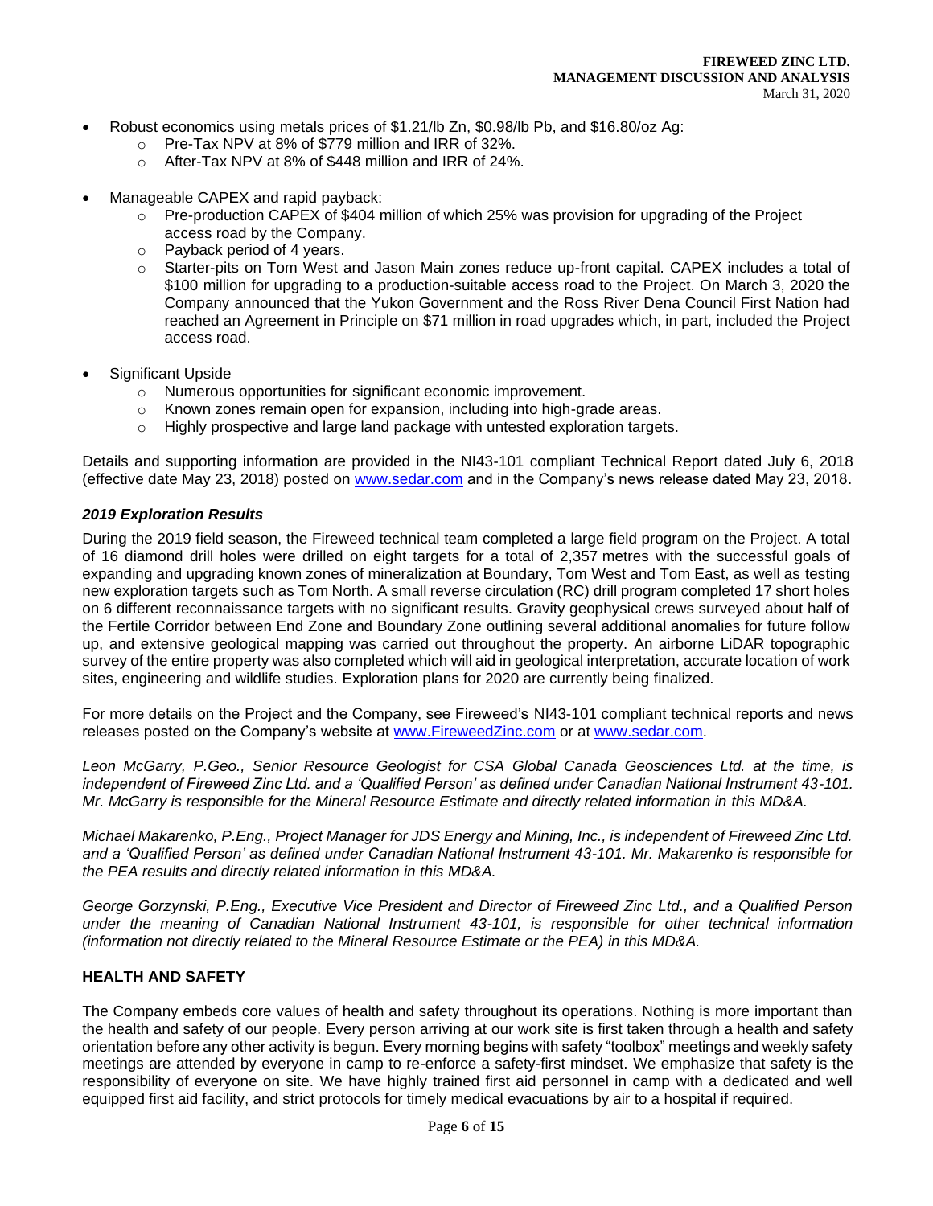- Robust economics using metals prices of $1.21/lb Zn, $0.98/lb Pb, and $16.80/oz Ag:
  - Pre-Tax NPV at 8% of $779 million and IRR of 32%.
  - After-Tax NPV at 8% of $448 million and IRR of 24%.

- Manageable CAPEX and rapid payback:
  - Pre-production CAPEX of $404 million of which 25% was provision for upgrading of the Project access road by the Company.
  - Payback period of 4 years.
  - Starter-pits on Tom West and Jason Main zones reduce up-front capital. CAPEX includes a total of $100 million for upgrading to a production-suitable access road to the Project. On March 3, 2020 the Company announced that the Yukon Government and the Ross River Dena Council First Nation had reached an Agreement in Principle on $71 million in road upgrades which, in part, included the Project access road.

- Significant Upside
  - Numerous opportunities for significant economic improvement.
  - Known zones remain open for expansion, including into high-grade areas.
  - Highly prospective and large land package with untested exploration targets.

Details and supporting information are provided in the NI43-101 compliant Technical Report dated July 6, 2018 (effective date May 23, 2018) posted on www.sedar.com and in the Company's news release dated May 23, 2018.

### *2019 Exploration Results*

During the 2019 field season, the Fireweed technical team completed a large field program on the Project. A total of 16 diamond drill holes were drilled on eight targets for a total of 2,357 metres with the successful goals of expanding and upgrading known zones of mineralization at Boundary, Tom West and Tom East, as well as testing new exploration targets such as Tom North. A small reverse circulation (RC) drill program completed 17 short holes on 6 different reconnaissance targets with no significant results. Gravity geophysical crews surveyed about half of the Fertile Corridor between End Zone and Boundary Zone outlining several additional anomalies for future follow up, and extensive geological mapping was carried out throughout the property. An airborne LiDAR topographic survey of the entire property was also completed which will aid in geological interpretation, accurate location of work sites, engineering and wildlife studies. Exploration plans for 2020 are currently being finalized.

For more details on the Project and the Company, see Fireweed's NI43-101 compliant technical reports and news releases posted on the Company's website at www.FireweedZinc.com or at www.sedar.com.

*Leon McGarry, P.Geo., Senior Resource Geologist for CSA Global Canada Geosciences Ltd. at the time, is independent of Fireweed Zinc Ltd. and a 'Qualified Person' as defined under Canadian National Instrument 43-101. Mr. McGarry is responsible for the Mineral Resource Estimate and directly related information in this MD&A.*

*Michael Makarenko, P.Eng., Project Manager for JDS Energy and Mining, Inc., is independent of Fireweed Zinc Ltd. and a 'Qualified Person' as defined under Canadian National Instrument 43-101. Mr. Makarenko is responsible for the PEA results and directly related information in this MD&A.*

*George Gorzynski, P.Eng., Executive Vice President and Director of Fireweed Zinc Ltd., and a Qualified Person under the meaning of Canadian National Instrument 43-101, is responsible for other technical information (information not directly related to the Mineral Resource Estimate or the PEA) in this MD&A.*

## HEALTH AND SAFETY

The Company embeds core values of health and safety throughout its operations. Nothing is more important than the health and safety of our people. Every person arriving at our work site is first taken through a health and safety orientation before any other activity is begun. Every morning begins with safety "toolbox" meetings and weekly safety meetings are attended by everyone in camp to re-enforce a safety-first mindset. We emphasize that safety is the responsibility of everyone on site. We have highly trained first aid personnel in camp with a dedicated and well equipped first aid facility, and strict protocols for timely medical evacuations by air to a hospital if required.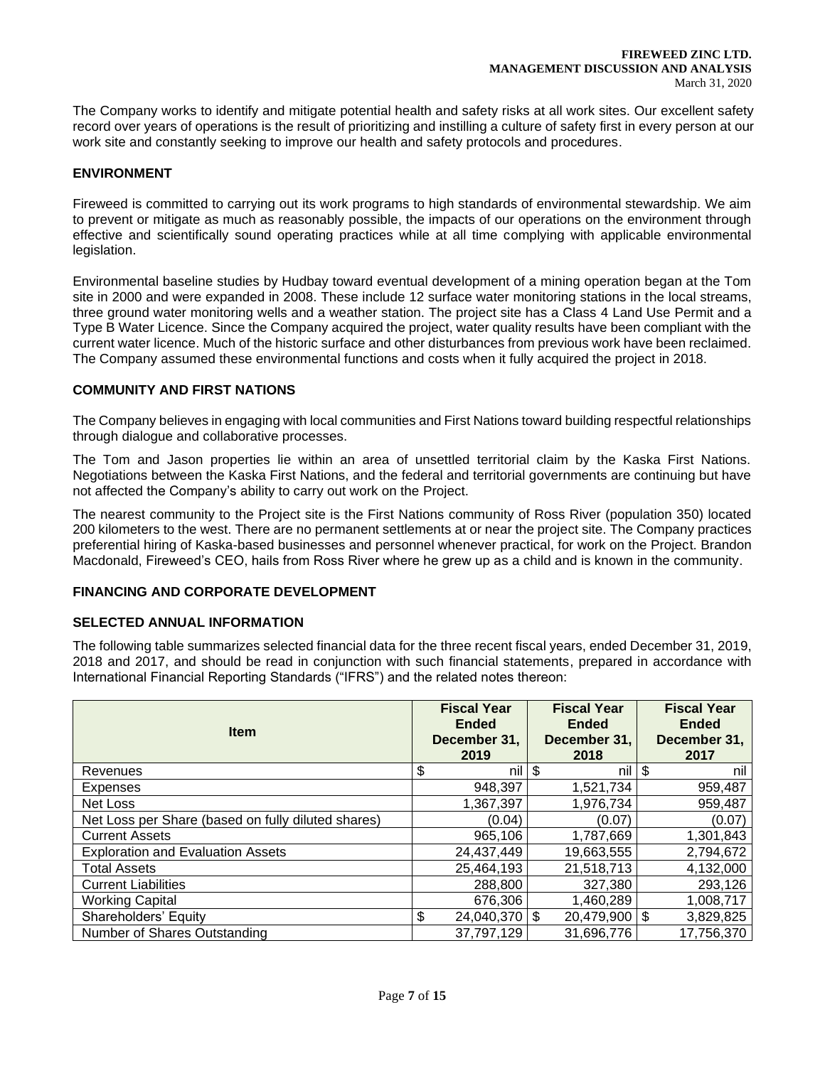The Company works to identify and mitigate potential health and safety risks at all work sites. Our excellent safety record over years of operations is the result of prioritizing and instilling a culture of safety first in every person at our work site and constantly seeking to improve our health and safety protocols and procedures.

## ENVIRONMENT

Fireweed is committed to carrying out its work programs to high standards of environmental stewardship. We aim to prevent or mitigate as much as reasonably possible, the impacts of our operations on the environment through effective and scientifically sound operating practices while at all time complying with applicable environmental legislation.

Environmental baseline studies by Hudbay toward eventual development of a mining operation began at the Tom site in 2000 and were expanded in 2008. These include 12 surface water monitoring stations in the local streams, three ground water monitoring wells and a weather station. The project site has a Class 4 Land Use Permit and a Type B Water Licence. Since the Company acquired the project, water quality results have been compliant with the current water licence. Much of the historic surface and other disturbances from previous work have been reclaimed. The Company assumed these environmental functions and costs when it fully acquired the project in 2018.

## COMMUNITY AND FIRST NATIONS

The Company believes in engaging with local communities and First Nations toward building respectful relationships through dialogue and collaborative processes.

The Tom and Jason properties lie within an area of unsettled territorial claim by the Kaska First Nations. Negotiations between the Kaska First Nations, and the federal and territorial governments are continuing but have not affected the Company's ability to carry out work on the Project.

The nearest community to the Project site is the First Nations community of Ross River (population 350) located 200 kilometers to the west. There are no permanent settlements at or near the project site. The Company practices preferential hiring of Kaska-based businesses and personnel whenever practical, for work on the Project. Brandon Macdonald, Fireweed's CEO, hails from Ross River where he grew up as a child and is known in the community.

## FINANCING AND CORPORATE DEVELOPMENT

## SELECTED ANNUAL INFORMATION

The following table summarizes selected financial data for the three recent fiscal years, ended December 31, 2019, 2018 and 2017, and should be read in conjunction with such financial statements, prepared in accordance with International Financial Reporting Standards ("IFRS") and the related notes thereon:

| Item | Fiscal Year Ended December 31, 2019 | Fiscal Year Ended December 31, 2018 | Fiscal Year Ended December 31, 2017 |
|---|---|---|---|
| Revenues | $ nil | $ nil | $ nil |
| Expenses | 948,397 | 1,521,734 | 959,487 |
| Net Loss | 1,367,397 | 1,976,734 | 959,487 |
| Net Loss per Share (based on fully diluted shares) | (0.04) | (0.07) | (0.07) |
| Current Assets | 965,106 | 1,787,669 | 1,301,843 |
| Exploration and Evaluation Assets | 24,437,449 | 19,663,555 | 2,794,672 |
| Total Assets | 25,464,193 | 21,518,713 | 4,132,000 |
| Current Liabilities | 288,800 | 327,380 | 293,126 |
| Working Capital | 676,306 | 1,460,289 | 1,008,717 |
| Shareholders' Equity | $ 24,040,370 | $ 20,479,900 | $ 3,829,825 |
| Number of Shares Outstanding | 37,797,129 | 31,696,776 | 17,756,370 |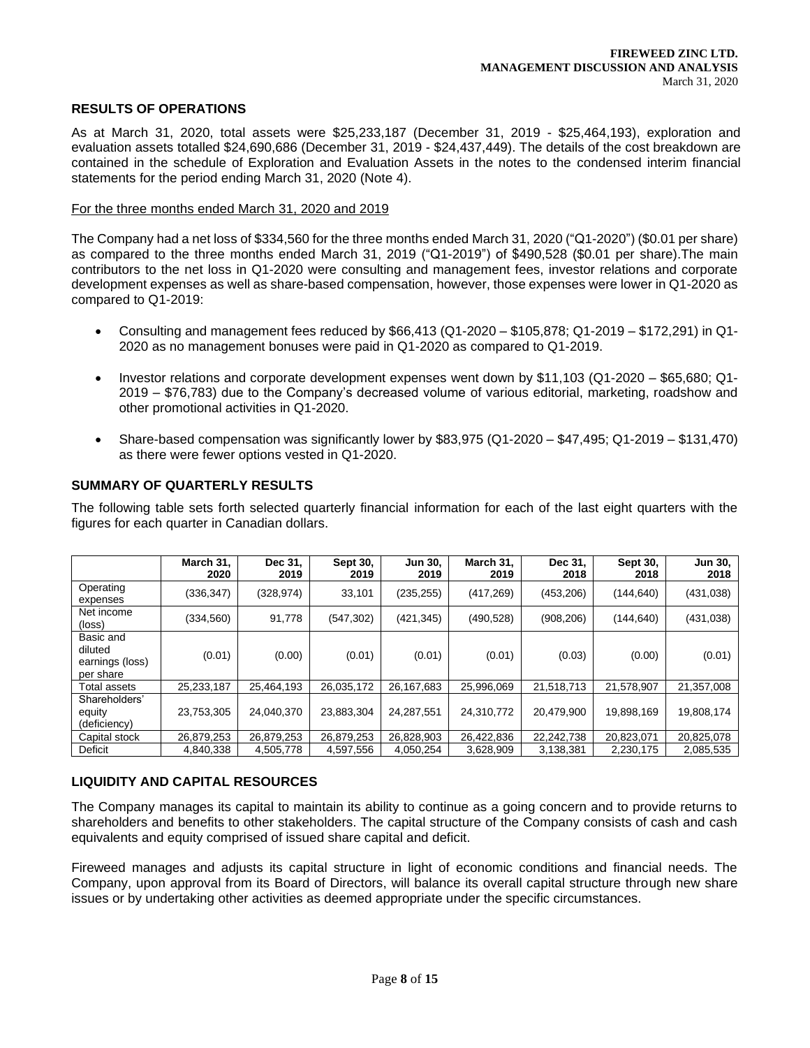## RESULTS OF OPERATIONS

As at March 31, 2020, total assets were $25,233,187 (December 31, 2019 - $25,464,193), exploration and evaluation assets totalled $24,690,686 (December 31, 2019 - $24,437,449). The details of the cost breakdown are contained in the schedule of Exploration and Evaluation Assets in the notes to the condensed interim financial statements for the period ending March 31, 2020 (Note 4).

For the three months ended March 31, 2020 and 2019

The Company had a net loss of $334,560 for the three months ended March 31, 2020 ("Q1-2020") ($0.01 per share) as compared to the three months ended March 31, 2019 ("Q1-2019") of $490,528 ($0.01 per share).The main contributors to the net loss in Q1-2020 were consulting and management fees, investor relations and corporate development expenses as well as share-based compensation, however, those expenses were lower in Q1-2020 as compared to Q1-2019:

- Consulting and management fees reduced by $66,413 (Q1-2020 – $105,878; Q1-2019 – $172,291) in Q1-2020 as no management bonuses were paid in Q1-2020 as compared to Q1-2019.
- Investor relations and corporate development expenses went down by $11,103 (Q1-2020 – $65,680; Q1-2019 – $76,783) due to the Company's decreased volume of various editorial, marketing, roadshow and other promotional activities in Q1-2020.
- Share-based compensation was significantly lower by $83,975 (Q1-2020 – $47,495; Q1-2019 – $131,470) as there were fewer options vested in Q1-2020.

## SUMMARY OF QUARTERLY RESULTS

The following table sets forth selected quarterly financial information for each of the last eight quarters with the figures for each quarter in Canadian dollars.

| | March 31, 2020 | Dec 31, 2019 | Sept 30, 2019 | Jun 30, 2019 | March 31, 2019 | Dec 31, 2018 | Sept 30, 2018 | Jun 30, 2018 |
|---|---|---|---|---|---|---|---|---|
| Operating expenses | (336,347) | (328,974) | 33,101 | (235,255) | (417,269) | (453,206) | (144,640) | (431,038) |
| Net income (loss) | (334,560) | 91,778 | (547,302) | (421,345) | (490,528) | (908,206) | (144,640) | (431,038) |
| Basic and diluted earnings (loss) per share | (0.01) | (0.00) | (0.01) | (0.01) | (0.01) | (0.03) | (0.00) | (0.01) |
| Total assets | 25,233,187 | 25,464,193 | 26,035,172 | 26,167,683 | 25,996,069 | 21,518,713 | 21,578,907 | 21,357,008 |
| Shareholders' equity (deficiency) | 23,753,305 | 24,040,370 | 23,883,304 | 24,287,551 | 24,310,772 | 20,479,900 | 19,898,169 | 19,808,174 |
| Capital stock | 26,879,253 | 26,879,253 | 26,879,253 | 26,828,903 | 26,422,836 | 22,242,738 | 20,823,071 | 20,825,078 |
| Deficit | 4,840,338 | 4,505,778 | 4,597,556 | 4,050,254 | 3,628,909 | 3,138,381 | 2,230,175 | 2,085,535 |

## LIQUIDITY AND CAPITAL RESOURCES

The Company manages its capital to maintain its ability to continue as a going concern and to provide returns to shareholders and benefits to other stakeholders. The capital structure of the Company consists of cash and cash equivalents and equity comprised of issued share capital and deficit.

Fireweed manages and adjusts its capital structure in light of economic conditions and financial needs. The Company, upon approval from its Board of Directors, will balance its overall capital structure through new share issues or by undertaking other activities as deemed appropriate under the specific circumstances.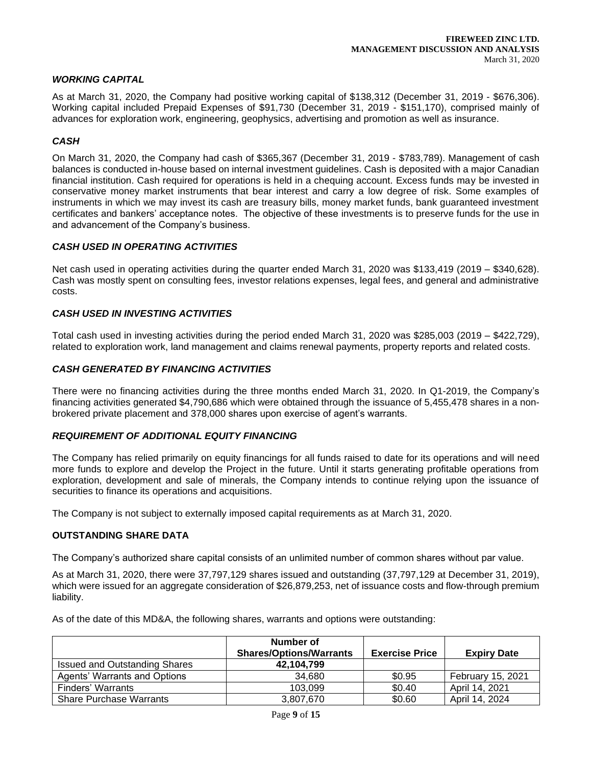### *WORKING CAPITAL*

As at March 31, 2020, the Company had positive working capital of $138,312 (December 31, 2019 - $676,306). Working capital included Prepaid Expenses of $91,730 (December 31, 2019 - $151,170), comprised mainly of advances for exploration work, engineering, geophysics, advertising and promotion as well as insurance.

### *CASH*

On March 31, 2020, the Company had cash of $365,367 (December 31, 2019 - $783,789). Management of cash balances is conducted in-house based on internal investment guidelines. Cash is deposited with a major Canadian financial institution. Cash required for operations is held in a chequing account. Excess funds may be invested in conservative money market instruments that bear interest and carry a low degree of risk. Some examples of instruments in which we may invest its cash are treasury bills, money market funds, bank guaranteed investment certificates and bankers' acceptance notes. The objective of these investments is to preserve funds for the use in and advancement of the Company's business.

### *CASH USED IN OPERATING ACTIVITIES*

Net cash used in operating activities during the quarter ended March 31, 2020 was $133,419 (2019 – $340,628). Cash was mostly spent on consulting fees, investor relations expenses, legal fees, and general and administrative costs.

### *CASH USED IN INVESTING ACTIVITIES*

Total cash used in investing activities during the period ended March 31, 2020 was $285,003 (2019 – $422,729), related to exploration work, land management and claims renewal payments, property reports and related costs.

### *CASH GENERATED BY FINANCING ACTIVITIES*

There were no financing activities during the three months ended March 31, 2020. In Q1-2019, the Company's financing activities generated $4,790,686 which were obtained through the issuance of 5,455,478 shares in a non-brokered private placement and 378,000 shares upon exercise of agent's warrants.

### *REQUIREMENT OF ADDITIONAL EQUITY FINANCING*

The Company has relied primarily on equity financings for all funds raised to date for its operations and will need more funds to explore and develop the Project in the future. Until it starts generating profitable operations from exploration, development and sale of minerals, the Company intends to continue relying upon the issuance of securities to finance its operations and acquisitions.

The Company is not subject to externally imposed capital requirements as at March 31, 2020.

## OUTSTANDING SHARE DATA

The Company's authorized share capital consists of an unlimited number of common shares without par value.

As at March 31, 2020, there were 37,797,129 shares issued and outstanding (37,797,129 at December 31, 2019), which were issued for an aggregate consideration of $26,879,253, net of issuance costs and flow-through premium liability.

As of the date of this MD&A, the following shares, warrants and options were outstanding:

| | Number of Shares/Options/Warrants | Exercise Price | Expiry Date |
|---|---|---|---|
| Issued and Outstanding Shares | **42,104,799** | | |
| Agents' Warrants and Options | 34,680 | $0.95 | February 15, 2021 |
| Finders' Warrants | 103,099 | $0.40 | April 14, 2021 |
| Share Purchase Warrants | 3,807,670 | $0.60 | April 14, 2024 |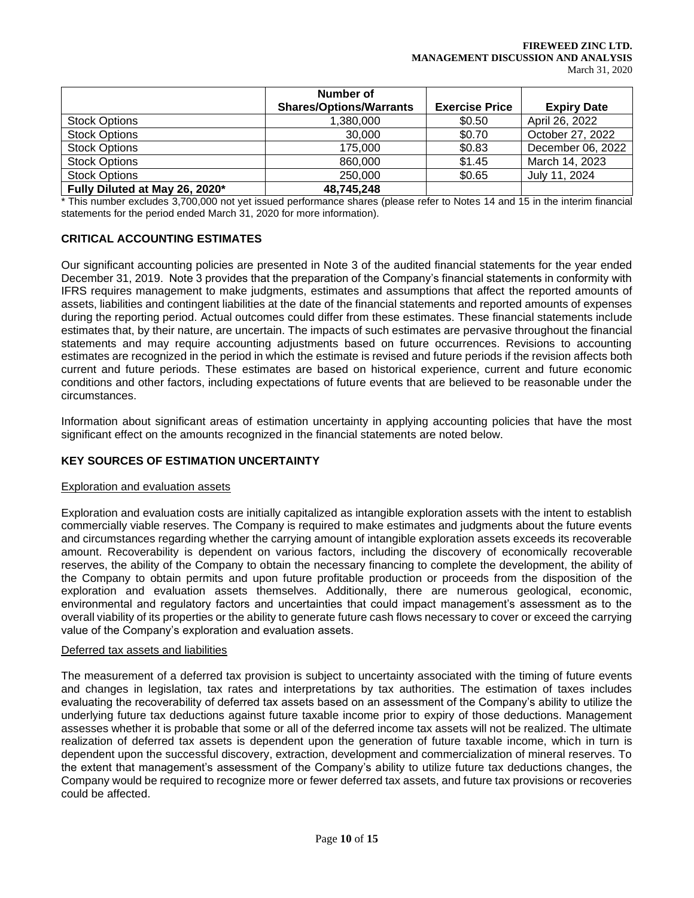| | Number of Shares/Options/Warrants | Exercise Price | Expiry Date |
|---|---|---|---|
| Stock Options | 1,380,000 | $0.50 | April 26, 2022 |
| Stock Options | 30,000 | $0.70 | October 27, 2022 |
| Stock Options | 175,000 | $0.83 | December 06, 2022 |
| Stock Options | 860,000 | $1.45 | March 14, 2023 |
| Stock Options | 250,000 | $0.65 | July 11, 2024 |
| **Fully Diluted at May 26, 2020*** | **48,745,248** | | |

* This number excludes 3,700,000 not yet issued performance shares (please refer to Notes 14 and 15 in the interim financial statements for the period ended March 31, 2020 for more information).

## CRITICAL ACCOUNTING ESTIMATES

Our significant accounting policies are presented in Note 3 of the audited financial statements for the year ended December 31, 2019. Note 3 provides that the preparation of the Company's financial statements in conformity with IFRS requires management to make judgments, estimates and assumptions that affect the reported amounts of assets, liabilities and contingent liabilities at the date of the financial statements and reported amounts of expenses during the reporting period. Actual outcomes could differ from these estimates. These financial statements include estimates that, by their nature, are uncertain. The impacts of such estimates are pervasive throughout the financial statements and may require accounting adjustments based on future occurrences. Revisions to accounting estimates are recognized in the period in which the estimate is revised and future periods if the revision affects both current and future periods. These estimates are based on historical experience, current and future economic conditions and other factors, including expectations of future events that are believed to be reasonable under the circumstances.

Information about significant areas of estimation uncertainty in applying accounting policies that have the most significant effect on the amounts recognized in the financial statements are noted below.

## KEY SOURCES OF ESTIMATION UNCERTAINTY

### Exploration and evaluation assets

Exploration and evaluation costs are initially capitalized as intangible exploration assets with the intent to establish commercially viable reserves. The Company is required to make estimates and judgments about the future events and circumstances regarding whether the carrying amount of intangible exploration assets exceeds its recoverable amount. Recoverability is dependent on various factors, including the discovery of economically recoverable reserves, the ability of the Company to obtain the necessary financing to complete the development, the ability of the Company to obtain permits and upon future profitable production or proceeds from the disposition of the exploration and evaluation assets themselves. Additionally, there are numerous geological, economic, environmental and regulatory factors and uncertainties that could impact management's assessment as to the overall viability of its properties or the ability to generate future cash flows necessary to cover or exceed the carrying value of the Company's exploration and evaluation assets.

### Deferred tax assets and liabilities

The measurement of a deferred tax provision is subject to uncertainty associated with the timing of future events and changes in legislation, tax rates and interpretations by tax authorities. The estimation of taxes includes evaluating the recoverability of deferred tax assets based on an assessment of the Company's ability to utilize the underlying future tax deductions against future taxable income prior to expiry of those deductions. Management assesses whether it is probable that some or all of the deferred income tax assets will not be realized. The ultimate realization of deferred tax assets is dependent upon the generation of future taxable income, which in turn is dependent upon the successful discovery, extraction, development and commercialization of mineral reserves. To the extent that management's assessment of the Company's ability to utilize future tax deductions changes, the Company would be required to recognize more or fewer deferred tax assets, and future tax provisions or recoveries could be affected.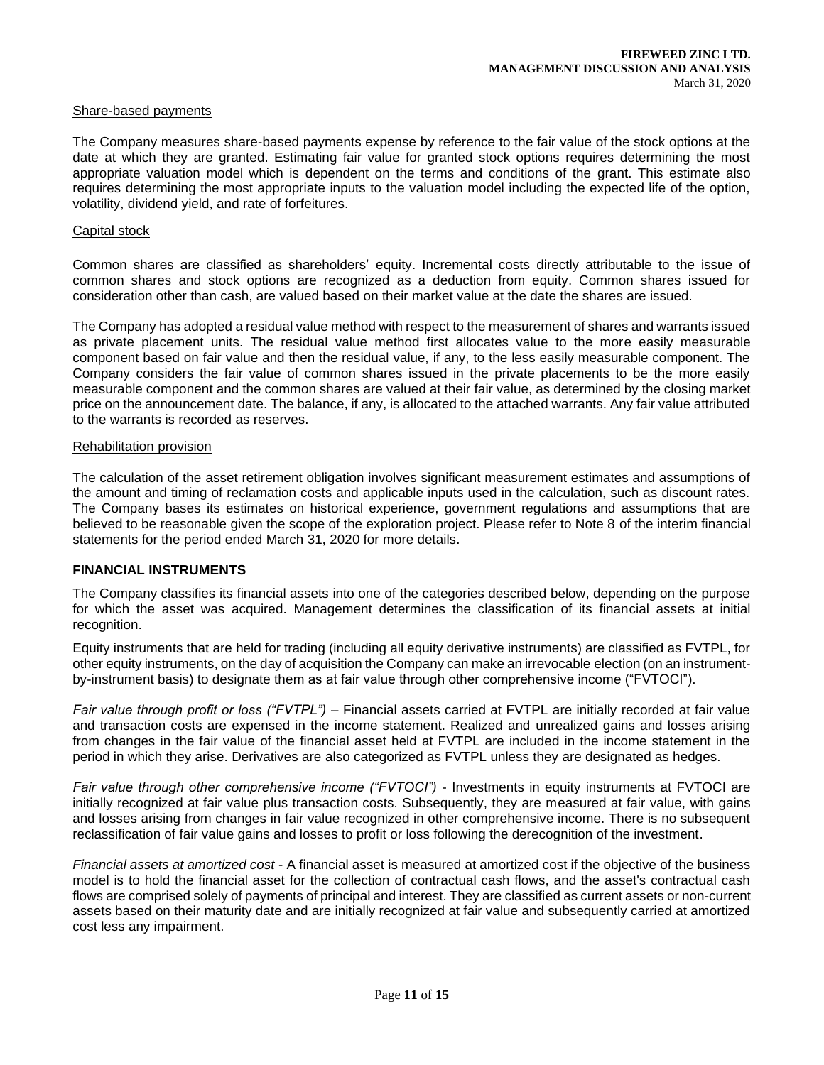Share-based payments

The Company measures share-based payments expense by reference to the fair value of the stock options at the date at which they are granted. Estimating fair value for granted stock options requires determining the most appropriate valuation model which is dependent on the terms and conditions of the grant. This estimate also requires determining the most appropriate inputs to the valuation model including the expected life of the option, volatility, dividend yield, and rate of forfeitures.

Capital stock

Common shares are classified as shareholders' equity. Incremental costs directly attributable to the issue of common shares and stock options are recognized as a deduction from equity. Common shares issued for consideration other than cash, are valued based on their market value at the date the shares are issued.

The Company has adopted a residual value method with respect to the measurement of shares and warrants issued as private placement units. The residual value method first allocates value to the more easily measurable component based on fair value and then the residual value, if any, to the less easily measurable component. The Company considers the fair value of common shares issued in the private placements to be the more easily measurable component and the common shares are valued at their fair value, as determined by the closing market price on the announcement date. The balance, if any, is allocated to the attached warrants. Any fair value attributed to the warrants is recorded as reserves.

Rehabilitation provision

The calculation of the asset retirement obligation involves significant measurement estimates and assumptions of the amount and timing of reclamation costs and applicable inputs used in the calculation, such as discount rates. The Company bases its estimates on historical experience, government regulations and assumptions that are believed to be reasonable given the scope of the exploration project. Please refer to Note 8 of the interim financial statements for the period ended March 31, 2020 for more details.

## FINANCIAL INSTRUMENTS

The Company classifies its financial assets into one of the categories described below, depending on the purpose for which the asset was acquired. Management determines the classification of its financial assets at initial recognition.

Equity instruments that are held for trading (including all equity derivative instruments) are classified as FVTPL, for other equity instruments, on the day of acquisition the Company can make an irrevocable election (on an instrument-by-instrument basis) to designate them as at fair value through other comprehensive income ("FVTOCI").

*Fair value through profit or loss ("FVTPL")* – Financial assets carried at FVTPL are initially recorded at fair value and transaction costs are expensed in the income statement. Realized and unrealized gains and losses arising from changes in the fair value of the financial asset held at FVTPL are included in the income statement in the period in which they arise. Derivatives are also categorized as FVTPL unless they are designated as hedges.

*Fair value through other comprehensive income ("FVTOCI")* - Investments in equity instruments at FVTOCI are initially recognized at fair value plus transaction costs. Subsequently, they are measured at fair value, with gains and losses arising from changes in fair value recognized in other comprehensive income. There is no subsequent reclassification of fair value gains and losses to profit or loss following the derecognition of the investment.

*Financial assets at amortized cost* - A financial asset is measured at amortized cost if the objective of the business model is to hold the financial asset for the collection of contractual cash flows, and the asset's contractual cash flows are comprised solely of payments of principal and interest. They are classified as current assets or non-current assets based on their maturity date and are initially recognized at fair value and subsequently carried at amortized cost less any impairment.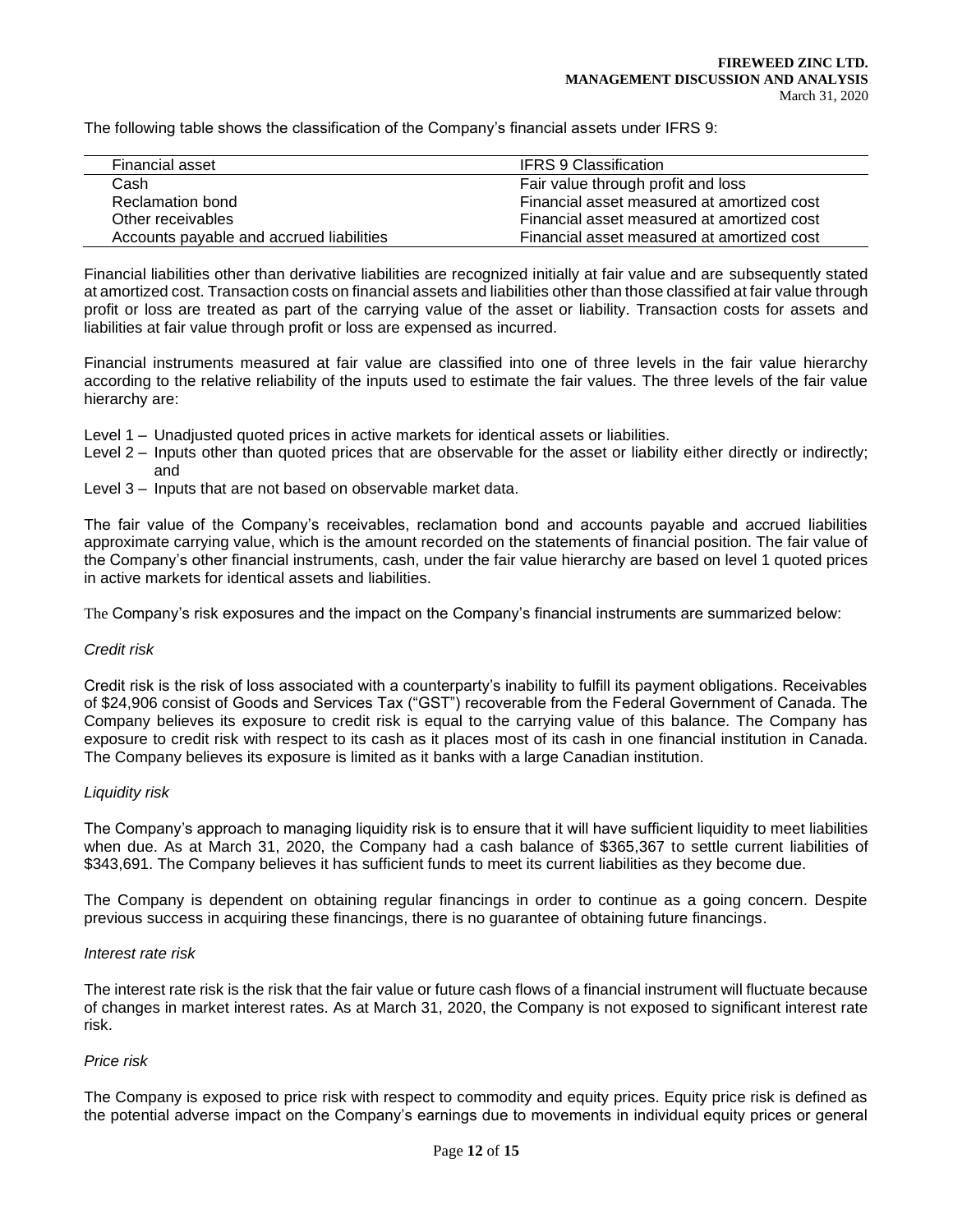The following table shows the classification of the Company's financial assets under IFRS 9:

| Financial asset | IFRS 9 Classification |
|---|---|
| Cash | Fair value through profit and loss |
| Reclamation bond | Financial asset measured at amortized cost |
| Other receivables | Financial asset measured at amortized cost |
| Accounts payable and accrued liabilities | Financial asset measured at amortized cost |

Financial liabilities other than derivative liabilities are recognized initially at fair value and are subsequently stated at amortized cost. Transaction costs on financial assets and liabilities other than those classified at fair value through profit or loss are treated as part of the carrying value of the asset or liability. Transaction costs for assets and liabilities at fair value through profit or loss are expensed as incurred.

Financial instruments measured at fair value are classified into one of three levels in the fair value hierarchy according to the relative reliability of the inputs used to estimate the fair values. The three levels of the fair value hierarchy are:

Level 1 – Unadjusted quoted prices in active markets for identical assets or liabilities.
Level 2 – Inputs other than quoted prices that are observable for the asset or liability either directly or indirectly; and
Level 3 – Inputs that are not based on observable market data.

The fair value of the Company's receivables, reclamation bond and accounts payable and accrued liabilities approximate carrying value, which is the amount recorded on the statements of financial position. The fair value of the Company's other financial instruments, cash, under the fair value hierarchy are based on level 1 quoted prices in active markets for identical assets and liabilities.

The Company's risk exposures and the impact on the Company's financial instruments are summarized below:

*Credit risk*

Credit risk is the risk of loss associated with a counterparty's inability to fulfill its payment obligations. Receivables of $24,906 consist of Goods and Services Tax ("GST") recoverable from the Federal Government of Canada. The Company believes its exposure to credit risk is equal to the carrying value of this balance. The Company has exposure to credit risk with respect to its cash as it places most of its cash in one financial institution in Canada. The Company believes its exposure is limited as it banks with a large Canadian institution.

*Liquidity risk*

The Company's approach to managing liquidity risk is to ensure that it will have sufficient liquidity to meet liabilities when due. As at March 31, 2020, the Company had a cash balance of $365,367 to settle current liabilities of $343,691. The Company believes it has sufficient funds to meet its current liabilities as they become due.

The Company is dependent on obtaining regular financings in order to continue as a going concern. Despite previous success in acquiring these financings, there is no guarantee of obtaining future financings.

*Interest rate risk*

The interest rate risk is the risk that the fair value or future cash flows of a financial instrument will fluctuate because of changes in market interest rates. As at March 31, 2020, the Company is not exposed to significant interest rate risk.

*Price risk*

The Company is exposed to price risk with respect to commodity and equity prices. Equity price risk is defined as the potential adverse impact on the Company's earnings due to movements in individual equity prices or general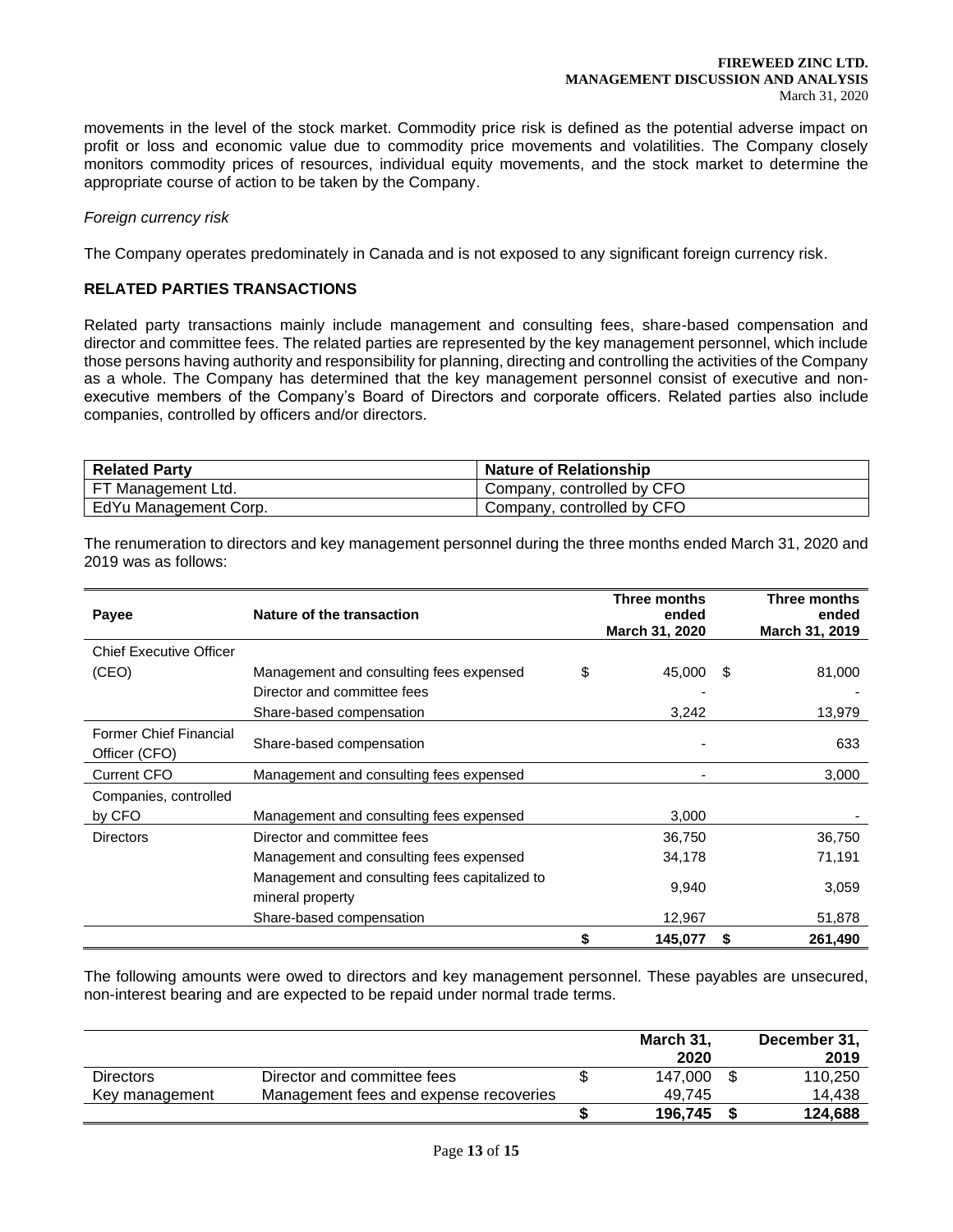movements in the level of the stock market. Commodity price risk is defined as the potential adverse impact on profit or loss and economic value due to commodity price movements and volatilities. The Company closely monitors commodity prices of resources, individual equity movements, and the stock market to determine the appropriate course of action to be taken by the Company.

*Foreign currency risk*

The Company operates predominately in Canada and is not exposed to any significant foreign currency risk.

## RELATED PARTIES TRANSACTIONS

Related party transactions mainly include management and consulting fees, share-based compensation and director and committee fees. The related parties are represented by the key management personnel, which include those persons having authority and responsibility for planning, directing and controlling the activities of the Company as a whole. The Company has determined that the key management personnel consist of executive and non-executive members of the Company's Board of Directors and corporate officers. Related parties also include companies, controlled by officers and/or directors.

| Related Party | Nature of Relationship |
|---|---|
| FT Management Ltd. | Company, controlled by CFO |
| EdYu Management Corp. | Company, controlled by CFO |

The renumeration to directors and key management personnel during the three months ended March 31, 2020 and 2019 was as follows:

| Payee | Nature of the transaction | Three months ended March 31, 2020 | Three months ended March 31, 2019 |
|---|---|---|---|
| Chief Executive Officer (CEO) | Management and consulting fees expensed | $ 45,000 | $ 81,000 |
| | Director and committee fees | - | - |
| | Share-based compensation | 3,242 | 13,979 |
| Former Chief Financial Officer (CFO) | Share-based compensation | - | 633 |
| Current CFO | Management and consulting fees expensed | - | 3,000 |
| Companies, controlled by CFO | Management and consulting fees expensed | 3,000 | - |
| Directors | Director and committee fees | 36,750 | 36,750 |
| | Management and consulting fees expensed | 34,178 | 71,191 |
| | Management and consulting fees capitalized to mineral property | 9,940 | 3,059 |
| | Share-based compensation | 12,967 | 51,878 |
| | | **$ 145,077** | **$ 261,490** |

The following amounts were owed to directors and key management personnel. These payables are unsecured, non-interest bearing and are expected to be repaid under normal trade terms.

| | | March 31, 2020 | December 31, 2019 |
|---|---|---|---|
| Directors | Director and committee fees | $ 147,000 | $ 110,250 |
| Key management | Management fees and expense recoveries | 49,745 | 14,438 |
| | | **$ 196,745** | **$ 124,688** |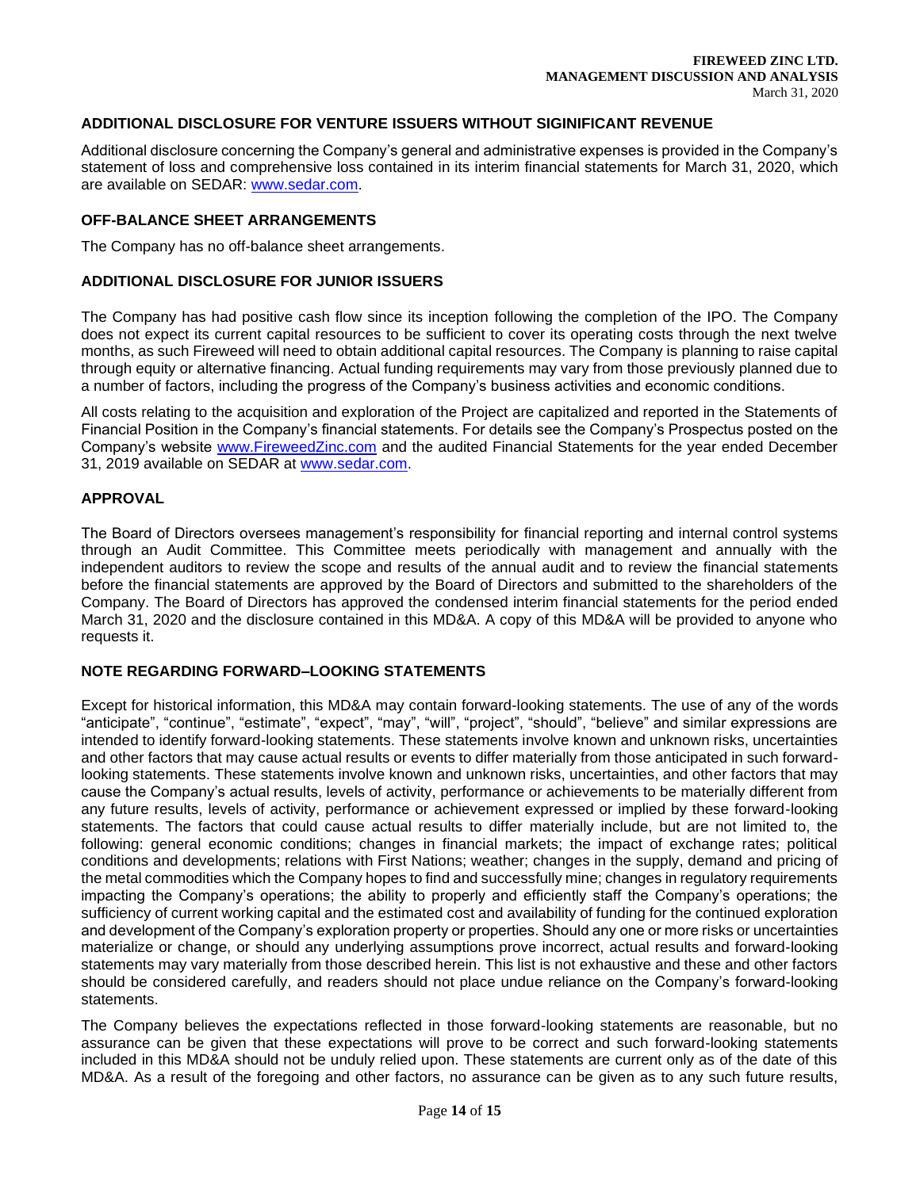## ADDITIONAL DISCLOSURE FOR VENTURE ISSUERS WITHOUT SIGINIFICANT REVENUE

Additional disclosure concerning the Company's general and administrative expenses is provided in the Company's statement of loss and comprehensive loss contained in its interim financial statements for March 31, 2020, which are available on SEDAR: www.sedar.com.

## OFF-BALANCE SHEET ARRANGEMENTS

The Company has no off-balance sheet arrangements.

## ADDITIONAL DISCLOSURE FOR JUNIOR ISSUERS

The Company has had positive cash flow since its inception following the completion of the IPO. The Company does not expect its current capital resources to be sufficient to cover its operating costs through the next twelve months, as such Fireweed will need to obtain additional capital resources. The Company is planning to raise capital through equity or alternative financing. Actual funding requirements may vary from those previously planned due to a number of factors, including the progress of the Company's business activities and economic conditions.

All costs relating to the acquisition and exploration of the Project are capitalized and reported in the Statements of Financial Position in the Company's financial statements. For details see the Company's Prospectus posted on the Company's website www.FireweedZinc.com and the audited Financial Statements for the year ended December 31, 2019 available on SEDAR at www.sedar.com.

## APPROVAL

The Board of Directors oversees management's responsibility for financial reporting and internal control systems through an Audit Committee. This Committee meets periodically with management and annually with the independent auditors to review the scope and results of the annual audit and to review the financial statements before the financial statements are approved by the Board of Directors and submitted to the shareholders of the Company. The Board of Directors has approved the condensed interim financial statements for the period ended March 31, 2020 and the disclosure contained in this MD&A. A copy of this MD&A will be provided to anyone who requests it.

## NOTE REGARDING FORWARD–LOOKING STATEMENTS

Except for historical information, this MD&A may contain forward-looking statements. The use of any of the words "anticipate", "continue", "estimate", "expect", "may", "will", "project", "should", "believe" and similar expressions are intended to identify forward-looking statements. These statements involve known and unknown risks, uncertainties and other factors that may cause actual results or events to differ materially from those anticipated in such forward-looking statements. These statements involve known and unknown risks, uncertainties, and other factors that may cause the Company's actual results, levels of activity, performance or achievements to be materially different from any future results, levels of activity, performance or achievement expressed or implied by these forward-looking statements. The factors that could cause actual results to differ materially include, but are not limited to, the following: general economic conditions; changes in financial markets; the impact of exchange rates; political conditions and developments; relations with First Nations; weather; changes in the supply, demand and pricing of the metal commodities which the Company hopes to find and successfully mine; changes in regulatory requirements impacting the Company's operations; the ability to properly and efficiently staff the Company's operations; the sufficiency of current working capital and the estimated cost and availability of funding for the continued exploration and development of the Company's exploration property or properties. Should any one or more risks or uncertainties materialize or change, or should any underlying assumptions prove incorrect, actual results and forward-looking statements may vary materially from those described herein. This list is not exhaustive and these and other factors should be considered carefully, and readers should not place undue reliance on the Company's forward-looking statements.

The Company believes the expectations reflected in those forward-looking statements are reasonable, but no assurance can be given that these expectations will prove to be correct and such forward-looking statements included in this MD&A should not be unduly relied upon. These statements are current only as of the date of this MD&A. As a result of the foregoing and other factors, no assurance can be given as to any such future results,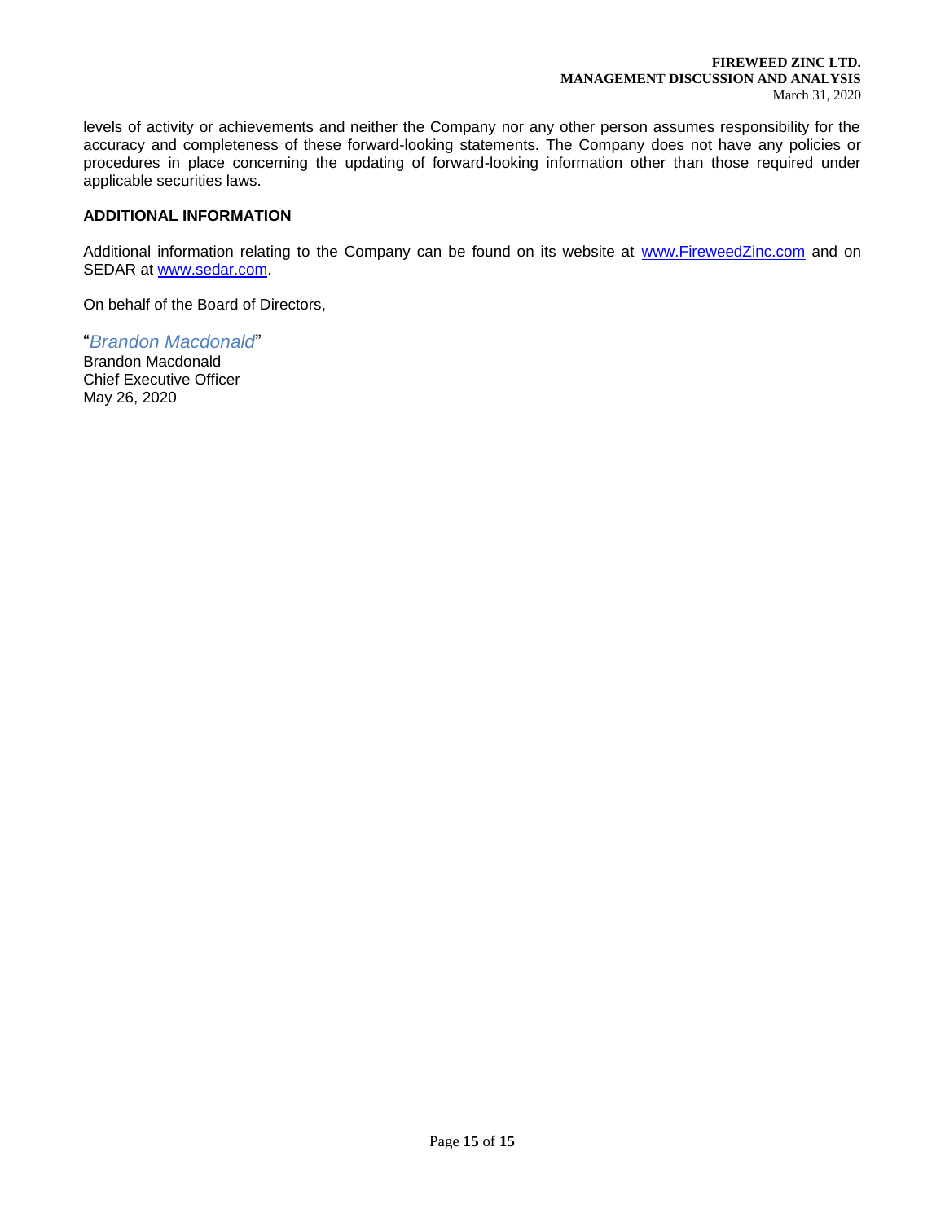levels of activity or achievements and neither the Company nor any other person assumes responsibility for the accuracy and completeness of these forward-looking statements. The Company does not have any policies or procedures in place concerning the updating of forward-looking information other than those required under applicable securities laws.

## ADDITIONAL INFORMATION

Additional information relating to the Company can be found on its website at www.FireweedZinc.com and on SEDAR at www.sedar.com.

On behalf of the Board of Directors,

"*Brandon Macdonald*"
Brandon Macdonald
Chief Executive Officer
May 26, 2020